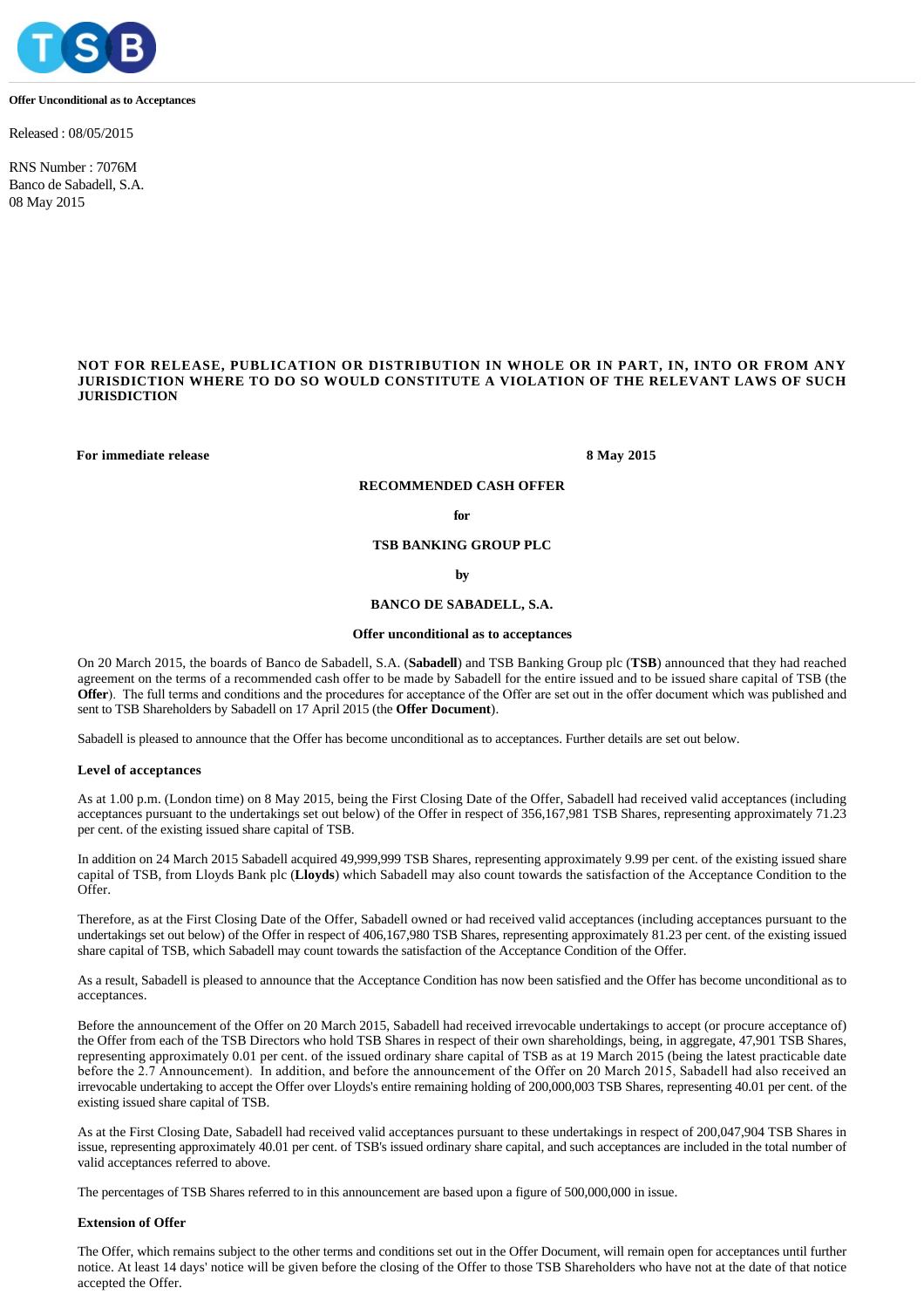**Offer Unconditional as to Acceptances**

Released : 08/05/2015

RNS Number : 7076M
Banco de Sabadell, S.A.
08 May 2015

**NOT FOR RELEASE, PUBLICATION OR DISTRIBUTION IN WHOLE OR IN PART, IN, INTO OR FROM ANY JURISDICTION WHERE TO DO SO WOULD CONSTITUTE A VIOLATION OF THE RELEVANT LAWS OF SUCH JURISDICTION**

**For immediate release** **8 May 2015**

**RECOMMENDED CASH OFFER**

**for**

**TSB BANKING GROUP PLC**

**by**

**BANCO DE SABADELL, S.A.**

**Offer unconditional as to acceptances**

On 20 March 2015, the boards of Banco de Sabadell, S.A. (**Sabadell**) and TSB Banking Group plc (**TSB**) announced that they had reached agreement on the terms of a recommended cash offer to be made by Sabadell for the entire issued and to be issued share capital of TSB (the **Offer**). The full terms and conditions and the procedures for acceptance of the Offer are set out in the offer document which was published and sent to TSB Shareholders by Sabadell on 17 April 2015 (the **Offer Document**).

Sabadell is pleased to announce that the Offer has become unconditional as to acceptances. Further details are set out below.

**Level of acceptances**

As at 1.00 p.m. (London time) on 8 May 2015, being the First Closing Date of the Offer, Sabadell had received valid acceptances (including acceptances pursuant to the undertakings set out below) of the Offer in respect of 356,167,981 TSB Shares, representing approximately 71.23 per cent. of the existing issued share capital of TSB.

In addition on 24 March 2015 Sabadell acquired 49,999,999 TSB Shares, representing approximately 9.99 per cent. of the existing issued share capital of TSB, from Lloyds Bank plc (**Lloyds**) which Sabadell may also count towards the satisfaction of the Acceptance Condition to the Offer.

Therefore, as at the First Closing Date of the Offer, Sabadell owned or had received valid acceptances (including acceptances pursuant to the undertakings set out below) of the Offer in respect of 406,167,980 TSB Shares, representing approximately 81.23 per cent. of the existing issued share capital of TSB, which Sabadell may count towards the satisfaction of the Acceptance Condition of the Offer.

As a result, Sabadell is pleased to announce that the Acceptance Condition has now been satisfied and the Offer has become unconditional as to acceptances.

Before the announcement of the Offer on 20 March 2015, Sabadell had received irrevocable undertakings to accept (or procure acceptance of) the Offer from each of the TSB Directors who hold TSB Shares in respect of their own shareholdings, being, in aggregate, 47,901 TSB Shares, representing approximately 0.01 per cent. of the issued ordinary share capital of TSB as at 19 March 2015 (being the latest practicable date before the 2.7 Announcement). In addition, and before the announcement of the Offer on 20 March 2015, Sabadell had also received an irrevocable undertaking to accept the Offer over Lloyds's entire remaining holding of 200,000,003 TSB Shares, representing 40.01 per cent. of the existing issued share capital of TSB.

As at the First Closing Date, Sabadell had received valid acceptances pursuant to these undertakings in respect of 200,047,904 TSB Shares in issue, representing approximately 40.01 per cent. of TSB's issued ordinary share capital, and such acceptances are included in the total number of valid acceptances referred to above.

The percentages of TSB Shares referred to in this announcement are based upon a figure of 500,000,000 in issue.

**Extension of Offer**

The Offer, which remains subject to the other terms and conditions set out in the Offer Document, will remain open for acceptances until further notice. At least 14 days' notice will be given before the closing of the Offer to those TSB Shareholders who have not at the date of that notice accepted the Offer.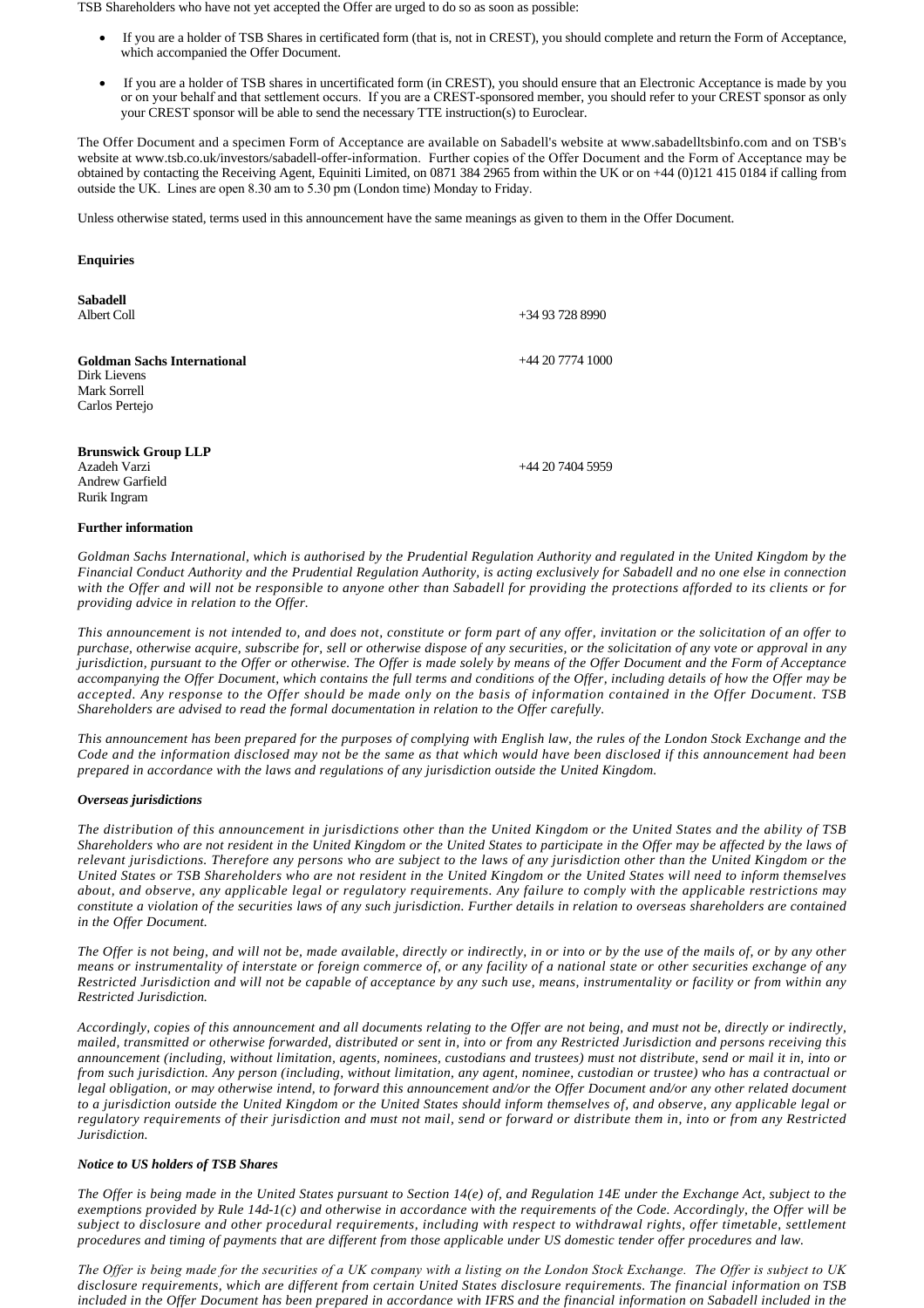TSB Shareholders who have not yet accepted the Offer are urged to do so as soon as possible:

- If you are a holder of TSB Shares in certificated form (that is, not in CREST), you should complete and return the Form of Acceptance, which accompanied the Offer Document.
- If you are a holder of TSB shares in uncertificated form (in CREST), you should ensure that an Electronic Acceptance is made by you or on your behalf and that settlement occurs. If you are a CREST-sponsored member, you should refer to your CREST sponsor as only your CREST sponsor will be able to send the necessary TTE instruction(s) to Euroclear.

The Offer Document and a specimen Form of Acceptance are available on Sabadell's website at www.sabadelltsbinfo.com and on TSB's website at www.tsb.co.uk/investors/sabadell-offer-information. Further copies of the Offer Document and the Form of Acceptance may be obtained by contacting the Receiving Agent, Equiniti Limited, on 0871 384 2965 from within the UK or on +44 (0)121 415 0184 if calling from outside the UK. Lines are open 8.30 am to 5.30 pm (London time) Monday to Friday.

Unless otherwise stated, terms used in this announcement have the same meanings as given to them in the Offer Document.

**Enquiries**

**Sabadell**
Albert Coll — +34 93 728 8990

**Goldman Sachs International** — +44 20 7774 1000
Dirk Lievens
Mark Sorrell
Carlos Pertejo

**Brunswick Group LLP**
Azadeh Varzi — +44 20 7404 5959
Andrew Garfield
Rurik Ingram

**Further information**

*Goldman Sachs International, which is authorised by the Prudential Regulation Authority and regulated in the United Kingdom by the Financial Conduct Authority and the Prudential Regulation Authority, is acting exclusively for Sabadell and no one else in connection with the Offer and will not be responsible to anyone other than Sabadell for providing the protections afforded to its clients or for providing advice in relation to the Offer.*

*This announcement is not intended to, and does not, constitute or form part of any offer, invitation or the solicitation of an offer to purchase, otherwise acquire, subscribe for, sell or otherwise dispose of any securities, or the solicitation of any vote or approval in any jurisdiction, pursuant to the Offer or otherwise. The Offer is made solely by means of the Offer Document and the Form of Acceptance accompanying the Offer Document, which contains the full terms and conditions of the Offer, including details of how the Offer may be accepted. Any response to the Offer should be made only on the basis of information contained in the Offer Document. TSB Shareholders are advised to read the formal documentation in relation to the Offer carefully.*

*This announcement has been prepared for the purposes of complying with English law, the rules of the London Stock Exchange and the Code and the information disclosed may not be the same as that which would have been disclosed if this announcement had been prepared in accordance with the laws and regulations of any jurisdiction outside the United Kingdom.*

***Overseas jurisdictions***

*The distribution of this announcement in jurisdictions other than the United Kingdom or the United States and the ability of TSB Shareholders who are not resident in the United Kingdom or the United States to participate in the Offer may be affected by the laws of relevant jurisdictions. Therefore any persons who are subject to the laws of any jurisdiction other than the United Kingdom or the United States or TSB Shareholders who are not resident in the United Kingdom or the United States will need to inform themselves about, and observe, any applicable legal or regulatory requirements. Any failure to comply with the applicable restrictions may constitute a violation of the securities laws of any such jurisdiction. Further details in relation to overseas shareholders are contained in the Offer Document.*

*The Offer is not being, and will not be, made available, directly or indirectly, in or into or by the use of the mails of, or by any other means or instrumentality of interstate or foreign commerce of, or any facility of a national state or other securities exchange of any Restricted Jurisdiction and will not be capable of acceptance by any such use, means, instrumentality or facility or from within any Restricted Jurisdiction.*

*Accordingly, copies of this announcement and all documents relating to the Offer are not being, and must not be, directly or indirectly, mailed, transmitted or otherwise forwarded, distributed or sent in, into or from any Restricted Jurisdiction and persons receiving this announcement (including, without limitation, agents, nominees, custodians and trustees) must not distribute, send or mail it in, into or from such jurisdiction. Any person (including, without limitation, any agent, nominee, custodian or trustee) who has a contractual or legal obligation, or may otherwise intend, to forward this announcement and/or the Offer Document and/or any other related document to a jurisdiction outside the United Kingdom or the United States should inform themselves of, and observe, any applicable legal or regulatory requirements of their jurisdiction and must not mail, send or forward or distribute them in, into or from any Restricted Jurisdiction.*

***Notice to US holders of TSB Shares***

*The Offer is being made in the United States pursuant to Section 14(e) of, and Regulation 14E under the Exchange Act, subject to the exemptions provided by Rule 14d-1(c) and otherwise in accordance with the requirements of the Code. Accordingly, the Offer will be subject to disclosure and other procedural requirements, including with respect to withdrawal rights, offer timetable, settlement procedures and timing of payments that are different from those applicable under US domestic tender offer procedures and law.*

*The Offer is being made for the securities of a UK company with a listing on the London Stock Exchange. The Offer is subject to UK disclosure requirements, which are different from certain United States disclosure requirements. The financial information on TSB included in the Offer Document has been prepared in accordance with IFRS and the financial information on Sabadell included in the*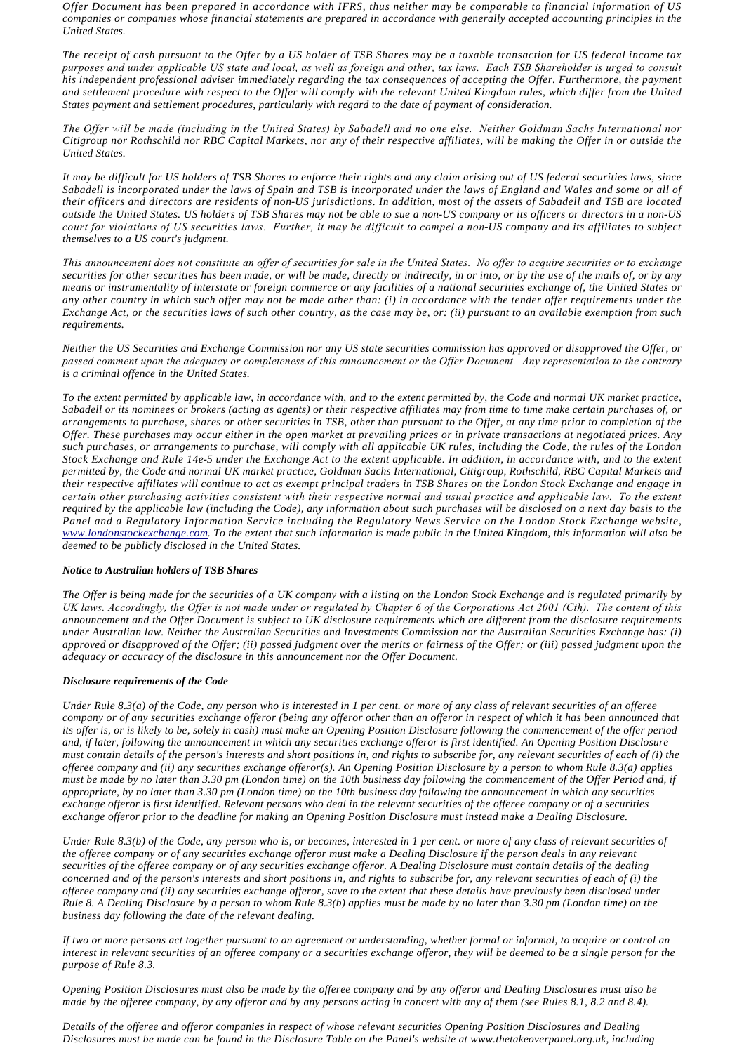*Offer Document has been prepared in accordance with IFRS, thus neither may be comparable to financial information of US companies or companies whose financial statements are prepared in accordance with generally accepted accounting principles in the United States.*

*The receipt of cash pursuant to the Offer by a US holder of TSB Shares may be a taxable transaction for US federal income tax purposes and under applicable US state and local, as well as foreign and other, tax laws. Each TSB Shareholder is urged to consult his independent professional adviser immediately regarding the tax consequences of accepting the Offer. Furthermore, the payment and settlement procedure with respect to the Offer will comply with the relevant United Kingdom rules, which differ from the United States payment and settlement procedures, particularly with regard to the date of payment of consideration.*

*The Offer will be made (including in the United States) by Sabadell and no one else. Neither Goldman Sachs International nor Citigroup nor Rothschild nor RBC Capital Markets, nor any of their respective affiliates, will be making the Offer in or outside the United States.*

*It may be difficult for US holders of TSB Shares to enforce their rights and any claim arising out of US federal securities laws, since Sabadell is incorporated under the laws of Spain and TSB is incorporated under the laws of England and Wales and some or all of their officers and directors are residents of non-US jurisdictions. In addition, most of the assets of Sabadell and TSB are located outside the United States. US holders of TSB Shares may not be able to sue a non-US company or its officers or directors in a non-US court for violations of US securities laws. Further, it may be difficult to compel a non-US company and its affiliates to subject themselves to a US court's judgment.*

*This announcement does not constitute an offer of securities for sale in the United States. No offer to acquire securities or to exchange securities for other securities has been made, or will be made, directly or indirectly, in or into, or by the use of the mails of, or by any means or instrumentality of interstate or foreign commerce or any facilities of a national securities exchange of, the United States or any other country in which such offer may not be made other than: (i) in accordance with the tender offer requirements under the Exchange Act, or the securities laws of such other country, as the case may be, or: (ii) pursuant to an available exemption from such requirements.*

*Neither the US Securities and Exchange Commission nor any US state securities commission has approved or disapproved the Offer, or passed comment upon the adequacy or completeness of this announcement or the Offer Document. Any representation to the contrary is a criminal offence in the United States.*

*To the extent permitted by applicable law, in accordance with, and to the extent permitted by, the Code and normal UK market practice, Sabadell or its nominees or brokers (acting as agents) or their respective affiliates may from time to time make certain purchases of, or arrangements to purchase, shares or other securities in TSB, other than pursuant to the Offer, at any time prior to completion of the Offer. These purchases may occur either in the open market at prevailing prices or in private transactions at negotiated prices. Any such purchases, or arrangements to purchase, will comply with all applicable UK rules, including the Code, the rules of the London Stock Exchange and Rule 14e-5 under the Exchange Act to the extent applicable. In addition, in accordance with, and to the extent permitted by, the Code and normal UK market practice, Goldman Sachs International, Citigroup, Rothschild, RBC Capital Markets and their respective affiliates will continue to act as exempt principal traders in TSB Shares on the London Stock Exchange and engage in certain other purchasing activities consistent with their respective normal and usual practice and applicable law. To the extent required by the applicable law (including the Code), any information about such purchases will be disclosed on a next day basis to the Panel and a Regulatory Information Service including the Regulatory News Service on the London Stock Exchange website, www.londonstockexchange.com. To the extent that such information is made public in the United Kingdom, this information will also be deemed to be publicly disclosed in the United States.*

***Notice to Australian holders of TSB Shares***

*The Offer is being made for the securities of a UK company with a listing on the London Stock Exchange and is regulated primarily by UK laws. Accordingly, the Offer is not made under or regulated by Chapter 6 of the Corporations Act 2001 (Cth). The content of this announcement and the Offer Document is subject to UK disclosure requirements which are different from the disclosure requirements under Australian law. Neither the Australian Securities and Investments Commission nor the Australian Securities Exchange has: (i) approved or disapproved of the Offer; (ii) passed judgment over the merits or fairness of the Offer; or (iii) passed judgment upon the adequacy or accuracy of the disclosure in this announcement nor the Offer Document.*

***Disclosure requirements of the Code***

*Under Rule 8.3(a) of the Code, any person who is interested in 1 per cent. or more of any class of relevant securities of an offeree company or of any securities exchange offeror (being any offeror other than an offeror in respect of which it has been announced that its offer is, or is likely to be, solely in cash) must make an Opening Position Disclosure following the commencement of the offer period and, if later, following the announcement in which any securities exchange offeror is first identified. An Opening Position Disclosure must contain details of the person's interests and short positions in, and rights to subscribe for, any relevant securities of each of (i) the offeree company and (ii) any securities exchange offeror(s). An Opening Position Disclosure by a person to whom Rule 8.3(a) applies must be made by no later than 3.30 pm (London time) on the 10th business day following the commencement of the Offer Period and, if appropriate, by no later than 3.30 pm (London time) on the 10th business day following the announcement in which any securities exchange offeror is first identified. Relevant persons who deal in the relevant securities of the offeree company or of a securities exchange offeror prior to the deadline for making an Opening Position Disclosure must instead make a Dealing Disclosure.*

*Under Rule 8.3(b) of the Code, any person who is, or becomes, interested in 1 per cent. or more of any class of relevant securities of the offeree company or of any securities exchange offeror must make a Dealing Disclosure if the person deals in any relevant securities of the offeree company or of any securities exchange offeror. A Dealing Disclosure must contain details of the dealing concerned and of the person's interests and short positions in, and rights to subscribe for, any relevant securities of each of (i) the offeree company and (ii) any securities exchange offeror, save to the extent that these details have previously been disclosed under Rule 8. A Dealing Disclosure by a person to whom Rule 8.3(b) applies must be made by no later than 3.30 pm (London time) on the business day following the date of the relevant dealing.*

*If two or more persons act together pursuant to an agreement or understanding, whether formal or informal, to acquire or control an interest in relevant securities of an offeree company or a securities exchange offeror, they will be deemed to be a single person for the purpose of Rule 8.3.*

*Opening Position Disclosures must also be made by the offeree company and by any offeror and Dealing Disclosures must also be made by the offeree company, by any offeror and by any persons acting in concert with any of them (see Rules 8.1, 8.2 and 8.4).*

*Details of the offeree and offeror companies in respect of whose relevant securities Opening Position Disclosures and Dealing Disclosures must be made can be found in the Disclosure Table on the Panel's website at www.thetakeoverpanel.org.uk, including*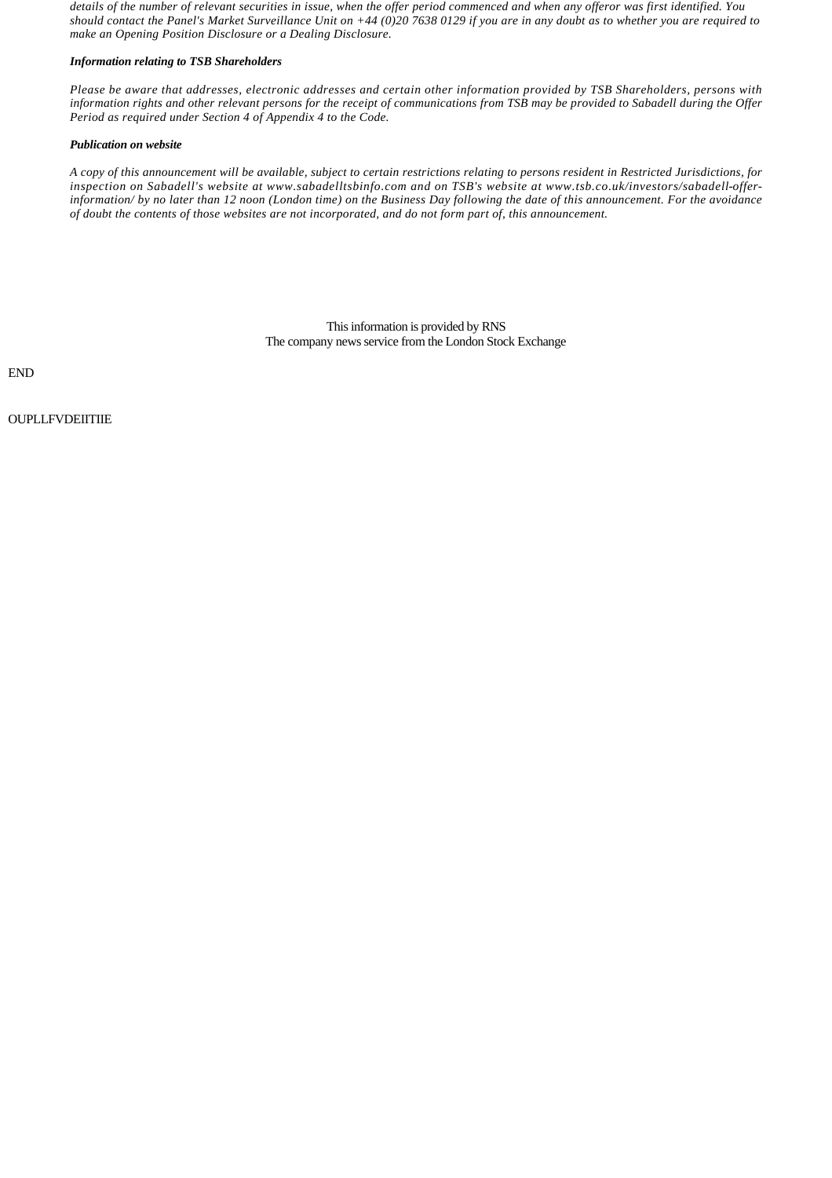*details of the number of relevant securities in issue, when the offer period commenced and when any offeror was first identified. You should contact the Panel's Market Surveillance Unit on +44 (0)20 7638 0129 if you are in any doubt as to whether you are required to make an Opening Position Disclosure or a Dealing Disclosure.*

***Information relating to TSB Shareholders***

*Please be aware that addresses, electronic addresses and certain other information provided by TSB Shareholders, persons with information rights and other relevant persons for the receipt of communications from TSB may be provided to Sabadell during the Offer Period as required under Section 4 of Appendix 4 to the Code.*

***Publication on website***

*A copy of this announcement will be available, subject to certain restrictions relating to persons resident in Restricted Jurisdictions, for inspection on Sabadell's website at www.sabadelltsbinfo.com and on TSB's website at www.tsb.co.uk/investors/sabadell-offer-information/ by no later than 12 noon (London time) on the Business Day following the date of this announcement. For the avoidance of doubt the contents of those websites are not incorporated, and do not form part of, this announcement.*

This information is provided by RNS
The company news service from the London Stock Exchange

END

OUPLLFVDEIITIIE